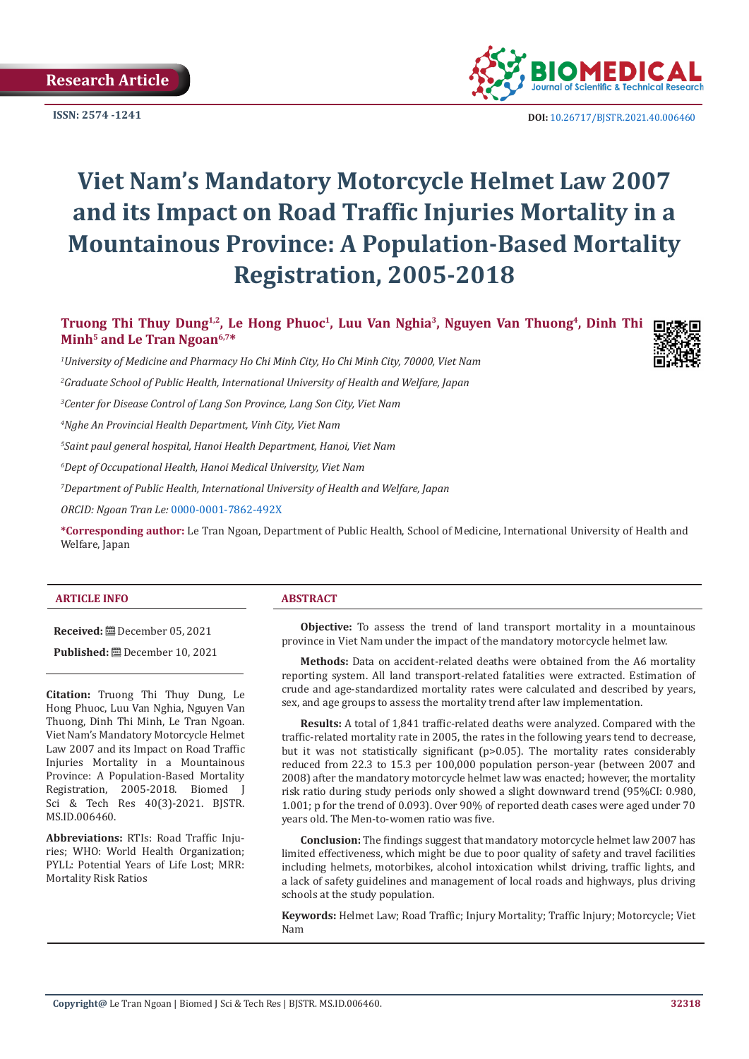Research Article

ISSN: 2574 -1241

DOI: 10.26717/BJSTR.2021.40.006460

# Viet Nam's Mandatory Motorcycle Helmet Law 2007 and its Impact on Road Traffic Injuries Mortality in a Mountainous Province: A Population-Based Mortality Registration, 2005-2018

**Truong Thi Thuy Dung[1,2], Le Hong Phuoc[1], Luu Van Nghia[3], Nguyen Van Thuong[4], Dinh Thi Minh[5] and Le Tran Ngoan[6,7]***

*[1]University of Medicine and Pharmacy Ho Chi Minh City, Ho Chi Minh City, 70000, Viet Nam*

*[2]Graduate School of Public Health, International University of Health and Welfare, Japan*

*[3]Center for Disease Control of Lang Son Province, Lang Son City, Viet Nam*

*[4]Nghe An Provincial Health Department, Vinh City, Viet Nam*

*[5]Saint paul general hospital, Hanoi Health Department, Hanoi, Viet Nam*

*[6]Dept of Occupational Health, Hanoi Medical University, Viet Nam*

*[7]Department of Public Health, International University of Health and Welfare, Japan*

*ORCID: Ngoan Tran Le:* 0000-0001-7862-492X

**\*Corresponding author:** Le Tran Ngoan, Department of Public Health, School of Medicine, International University of Health and Welfare, Japan

## ARTICLE INFO

**Received:** December 05, 2021

**Published:** December 10, 2021

**Citation:** Truong Thi Thuy Dung, Le Hong Phuoc, Luu Van Nghia, Nguyen Van Thuong, Dinh Thi Minh, Le Tran Ngoan. Viet Nam's Mandatory Motorcycle Helmet Law 2007 and its Impact on Road Traffic Injuries Mortality in a Mountainous Province: A Population-Based Mortality Registration, 2005-2018. Biomed J Sci & Tech Res 40(3)-2021. BJSTR. MS.ID.006460.

**Abbreviations:** RTIs: Road Traffic Injuries; WHO: World Health Organization; PYLL: Potential Years of Life Lost; MRR: Mortality Risk Ratios

## ABSTRACT

**Objective:** To assess the trend of land transport mortality in a mountainous province in Viet Nam under the impact of the mandatory motorcycle helmet law.

**Methods:** Data on accident-related deaths were obtained from the A6 mortality reporting system. All land transport-related fatalities were extracted. Estimation of crude and age-standardized mortality rates were calculated and described by years, sex, and age groups to assess the mortality trend after law implementation.

**Results:** A total of 1,841 traffic-related deaths were analyzed. Compared with the traffic-related mortality rate in 2005, the rates in the following years tend to decrease, but it was not statistically significant ($p>0.05$). The mortality rates considerably reduced from 22.3 to 15.3 per 100,000 population person-year (between 2007 and 2008) after the mandatory motorcycle helmet law was enacted; however, the mortality risk ratio during study periods only showed a slight downward trend (95%CI: 0.980, 1.001; p for the trend of 0.093). Over 90% of reported death cases were aged under 70 years old. The Men-to-women ratio was five.

**Conclusion:** The findings suggest that mandatory motorcycle helmet law 2007 has limited effectiveness, which might be due to poor quality of safety and travel facilities including helmets, motorbikes, alcohol intoxication whilst driving, traffic lights, and a lack of safety guidelines and management of local roads and highways, plus driving schools at the study population.

**Keywords:** Helmet Law; Road Traffic; Injury Mortality; Traffic Injury; Motorcycle; Viet Nam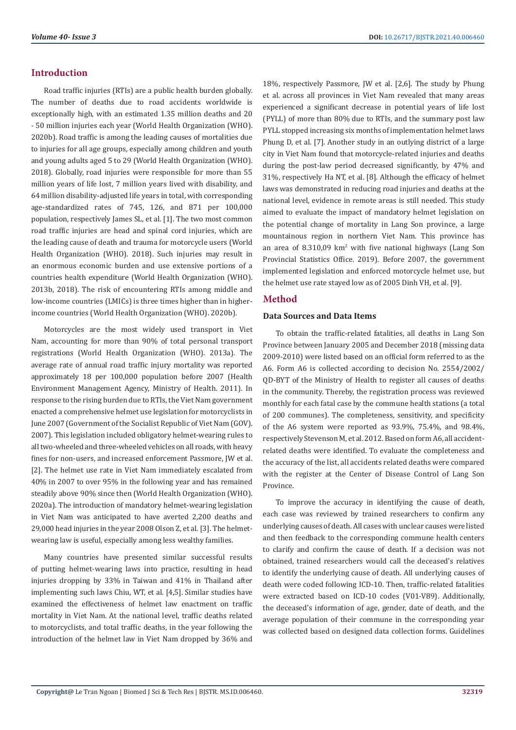## Introduction

Road traffic injuries (RTIs) are a public health burden globally. The number of deaths due to road accidents worldwide is exceptionally high, with an estimated 1.35 million deaths and 20 - 50 million injuries each year (World Health Organization (WHO). 2020b). Road traffic is among the leading causes of mortalities due to injuries for all age groups, especially among children and youth and young adults aged 5 to 29 (World Health Organization (WHO). 2018). Globally, road injuries were responsible for more than 55 million years of life lost, 7 million years lived with disability, and 64 million disability-adjusted life years in total, with corresponding age-standardized rates of 745, 126, and 871 per 100,000 population, respectively James SL, et al. [1]. The two most common road traffic injuries are head and spinal cord injuries, which are the leading cause of death and trauma for motorcycle users (World Health Organization (WHO). 2018). Such injuries may result in an enormous economic burden and use extensive portions of a countries health expenditure (World Health Organization (WHO). 2013b, 2018). The risk of encountering RTIs among middle and low-income countries (LMICs) is three times higher than in higher-income countries (World Health Organization (WHO). 2020b).

Motorcycles are the most widely used transport in Viet Nam, accounting for more than 90% of total personal transport registrations (World Health Organization (WHO). 2013a). The average rate of annual road traffic injury mortality was reported approximately 18 per 100,000 population before 2007 (Health Environment Management Agency, Ministry of Health. 2011). In response to the rising burden due to RTIs, the Viet Nam government enacted a comprehensive helmet use legislation for motorcyclists in June 2007 (Government of the Socialist Republic of Viet Nam (GOV). 2007). This legislation included obligatory helmet-wearing rules to all two-wheeled and three-wheeled vehicles on all roads, with heavy fines for non-users, and increased enforcement Passmore, JW et al. [2]. The helmet use rate in Viet Nam immediately escalated from 40% in 2007 to over 95% in the following year and has remained steadily above 90% since then (World Health Organization (WHO). 2020a). The introduction of mandatory helmet-wearing legislation in Viet Nam was anticipated to have averted 2,200 deaths and 29,000 head injuries in the year 2008 Olson Z, et al. [3]. The helmet-wearing law is useful, especially among less wealthy families.

Many countries have presented similar successful results of putting helmet-wearing laws into practice, resulting in head injuries dropping by 33% in Taiwan and 41% in Thailand after implementing such laws Chiu, WT, et al. [4,5]. Similar studies have examined the effectiveness of helmet law enactment on traffic mortality in Viet Nam. At the national level, traffic deaths related to motorcyclists, and total traffic deaths, in the year following the introduction of the helmet law in Viet Nam dropped by 36% and 18%, respectively Passmore, JW et al. [2,6]. The study by Phung et al. across all provinces in Viet Nam revealed that many areas experienced a significant decrease in potential years of life lost (PYLL) of more than 80% due to RTIs, and the summary post law PYLL stopped increasing six months of implementation helmet laws Phung D, et al. [7]. Another study in an outlying district of a large city in Viet Nam found that motorcycle-related injuries and deaths during the post-law period decreased significantly, by 47% and 31%, respectively Ha NT, et al. [8]. Although the efficacy of helmet laws was demonstrated in reducing road injuries and deaths at the national level, evidence in remote areas is still needed. This study aimed to evaluate the impact of mandatory helmet legislation on the potential change of mortality in Lang Son province, a large mountainous region in northern Viet Nam. This province has an area of 8.310,09 km$^2$ with five national highways (Lang Son Provincial Statistics Office. 2019). Before 2007, the government implemented legislation and enforced motorcycle helmet use, but the helmet use rate stayed low as of 2005 Dinh VH, et al. [9].

## Method

### Data Sources and Data Items

To obtain the traffic-related fatalities, all deaths in Lang Son Province between January 2005 and December 2018 (missing data 2009-2010) were listed based on an official form referred to as the A6. Form A6 is collected according to decision No. 2554/2002/QD-BYT of the Ministry of Health to register all causes of deaths in the community. Thereby, the registration process was reviewed monthly for each fatal case by the commune health stations (a total of 200 communes). The completeness, sensitivity, and specificity of the A6 system were reported as 93.9%, 75.4%, and 98.4%, respectively Stevenson M, et al. 2012. Based on form A6, all accident-related deaths were identified. To evaluate the completeness and the accuracy of the list, all accidents related deaths were compared with the register at the Center of Disease Control of Lang Son Province.

To improve the accuracy in identifying the cause of death, each case was reviewed by trained researchers to confirm any underlying causes of death. All cases with unclear causes were listed and then feedback to the corresponding commune health centers to clarify and confirm the cause of death. If a decision was not obtained, trained researchers would call the deceased's relatives to identify the underlying cause of death. All underlying causes of death were coded following ICD-10. Then, traffic-related fatalities were extracted based on ICD-10 codes (V01-V89). Additionally, the deceased's information of age, gender, date of death, and the average population of their commune in the corresponding year was collected based on designed data collection forms. Guidelines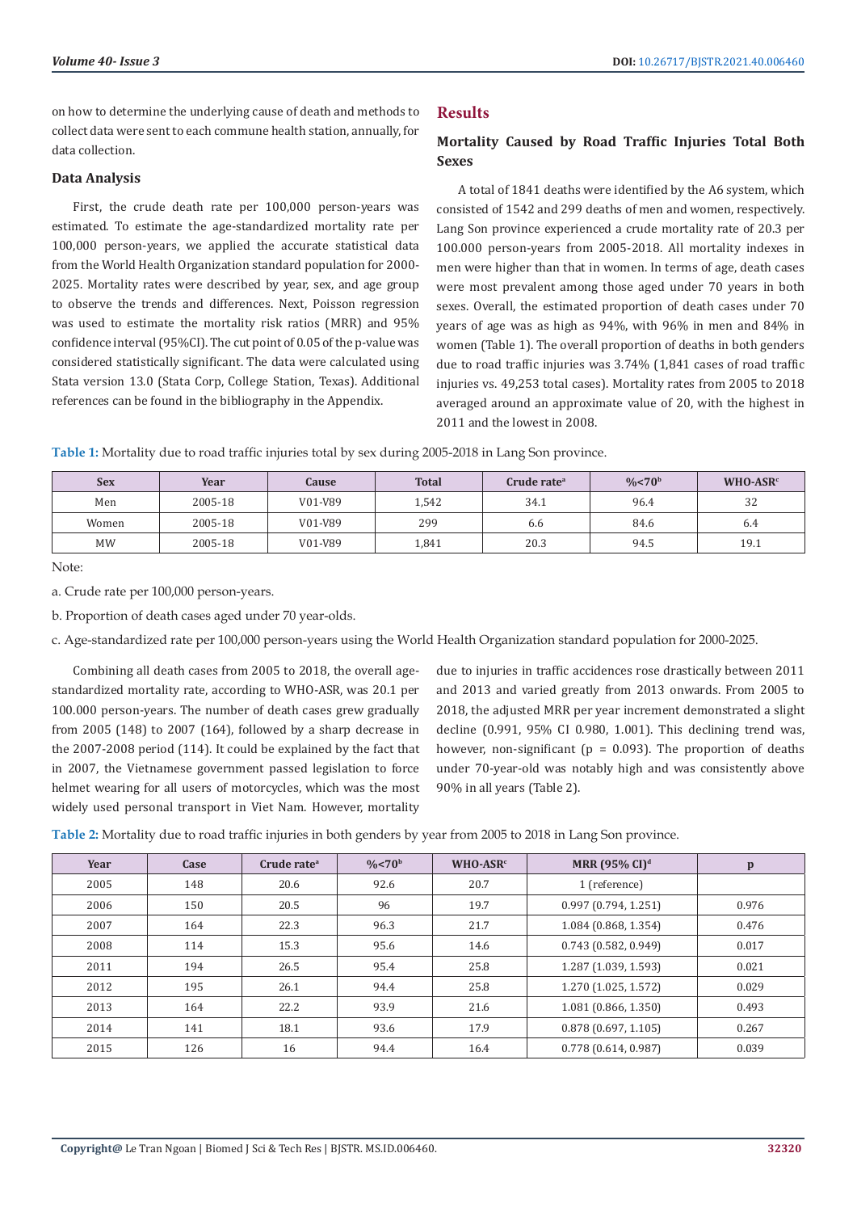on how to determine the underlying cause of death and methods to collect data were sent to each commune health station, annually, for data collection.

### Data Analysis

First, the crude death rate per 100,000 person-years was estimated. To estimate the age-standardized mortality rate per 100,000 person-years, we applied the accurate statistical data from the World Health Organization standard population for 2000-2025. Mortality rates were described by year, sex, and age group to observe the trends and differences. Next, Poisson regression was used to estimate the mortality risk ratios (MRR) and 95% confidence interval (95%CI). The cut point of 0.05 of the p-value was considered statistically significant. The data were calculated using Stata version 13.0 (Stata Corp, College Station, Texas). Additional references can be found in the bibliography in the Appendix.

## Results

### Mortality Caused by Road Traffic Injuries Total Both Sexes

A total of 1841 deaths were identified by the A6 system, which consisted of 1542 and 299 deaths of men and women, respectively. Lang Son province experienced a crude mortality rate of 20.3 per 100.000 person-years from 2005-2018. All mortality indexes in men were higher than that in women. In terms of age, death cases were most prevalent among those aged under 70 years in both sexes. Overall, the estimated proportion of death cases under 70 years of age was as high as 94%, with 96% in men and 84% in women (Table 1). The overall proportion of deaths in both genders due to road traffic injuries was 3.74% (1,841 cases of road traffic injuries vs. 49,253 total cases). Mortality rates from 2005 to 2018 averaged around an approximate value of 20, with the highest in 2011 and the lowest in 2008.

**Table 1:** Mortality due to road traffic injuries total by sex during 2005-2018 in Lang Son province.

| Sex | Year | Cause | Total | Crude rate[a] | %<70[b] | WHO-ASR[c] |
|---|---|---|---|---|---|---|
| Men | 2005-18 | V01-V89 | 1,542 | 34.1 | 96.4 | 32 |
| Women | 2005-18 | V01-V89 | 299 | 6.6 | 84.6 | 6.4 |
| MW | 2005-18 | V01-V89 | 1,841 | 20.3 | 94.5 | 19.1 |

Note:

a. Crude rate per 100,000 person-years.

b. Proportion of death cases aged under 70 year-olds.

c. Age-standardized rate per 100,000 person-years using the World Health Organization standard population for 2000-2025.

Combining all death cases from 2005 to 2018, the overall age-standardized mortality rate, according to WHO-ASR, was 20.1 per 100.000 person-years. The number of death cases grew gradually from 2005 (148) to 2007 (164), followed by a sharp decrease in the 2007-2008 period (114). It could be explained by the fact that in 2007, the Vietnamese government passed legislation to force helmet wearing for all users of motorcycles, which was the most widely used personal transport in Viet Nam. However, mortality due to injuries in traffic accidences rose drastically between 2011 and 2013 and varied greatly from 2013 onwards. From 2005 to 2018, the adjusted MRR per year increment demonstrated a slight decline (0.991, 95% CI 0.980, 1.001). This declining trend was, however, non-significant (p = 0.093). The proportion of deaths under 70-year-old was notably high and was consistently above 90% in all years (Table 2).

**Table 2:** Mortality due to road traffic injuries in both genders by year from 2005 to 2018 in Lang Son province.

| Year | Case | Crude rate[a] | %<70[b] | WHO-ASR[c] | MRR (95% CI)[d] | p |
|---|---|---|---|---|---|---|
| 2005 | 148 | 20.6 | 92.6 | 20.7 | 1 (reference) | |
| 2006 | 150 | 20.5 | 96 | 19.7 | 0.997 (0.794, 1.251) | 0.976 |
| 2007 | 164 | 22.3 | 96.3 | 21.7 | 1.084 (0.868, 1.354) | 0.476 |
| 2008 | 114 | 15.3 | 95.6 | 14.6 | 0.743 (0.582, 0.949) | 0.017 |
| 2011 | 194 | 26.5 | 95.4 | 25.8 | 1.287 (1.039, 1.593) | 0.021 |
| 2012 | 195 | 26.1 | 94.4 | 25.8 | 1.270 (1.025, 1.572) | 0.029 |
| 2013 | 164 | 22.2 | 93.9 | 21.6 | 1.081 (0.866, 1.350) | 0.493 |
| 2014 | 141 | 18.1 | 93.6 | 17.9 | 0.878 (0.697, 1.105) | 0.267 |
| 2015 | 126 | 16 | 94.4 | 16.4 | 0.778 (0.614, 0.987) | 0.039 |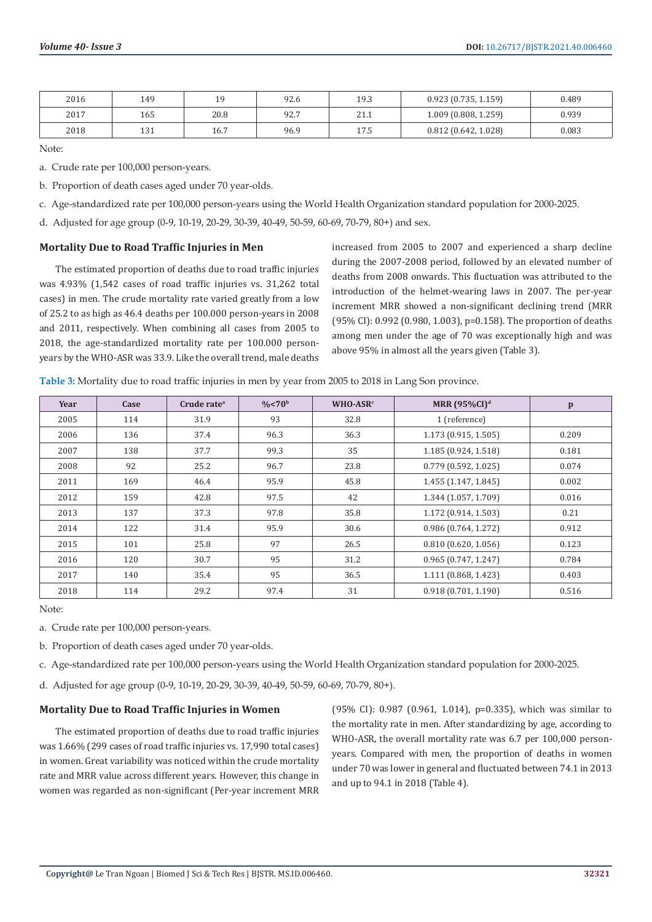| 2016 | 149 | 19 | 92.6 | 19.3 | 0.923 (0.735, 1.159) | 0.489 |
|---|---|---|---|---|---|---|
| 2017 | 165 | 20.8 | 92.7 | 21.1 | 1.009 (0.808, 1.259) | 0.939 |
| 2018 | 131 | 16.7 | 96.9 | 17.5 | 0.812 (0.642, 1.028) | 0.083 |

Note:

a. Crude rate per 100,000 person-years.

b. Proportion of death cases aged under 70 year-olds.

c. Age-standardized rate per 100,000 person-years using the World Health Organization standard population for 2000-2025.

d. Adjusted for age group (0-9, 10-19, 20-29, 30-39, 40-49, 50-59, 60-69, 70-79, 80+) and sex.

### Mortality Due to Road Traffic Injuries in Men

The estimated proportion of deaths due to road traffic injuries was 4.93% (1,542 cases of road traffic injuries vs. 31,262 total cases) in men. The crude mortality rate varied greatly from a low of 25.2 to as high as 46.4 deaths per 100.000 person-years in 2008 and 2011, respectively. When combining all cases from 2005 to 2018, the age-standardized mortality rate per 100.000 person-years by the WHO-ASR was 33.9. Like the overall trend, male deaths increased from 2005 to 2007 and experienced a sharp decline during the 2007-2008 period, followed by an elevated number of deaths from 2008 onwards. This fluctuation was attributed to the introduction of the helmet-wearing laws in 2007. The per-year increment MRR showed a non-significant declining trend (MRR (95% CI): 0.992 (0.980, 1.003), p=0.158). The proportion of deaths among men under the age of 70 was exceptionally high and was above 95% in almost all the years given (Table 3).

**Table 3:** Mortality due to road traffic injuries in men by year from 2005 to 2018 in Lang Son province.

| Year | Case | Crude rate[a] | %<70[b] | WHO-ASR[c] | MRR (95%CI)[d] | p |
|---|---|---|---|---|---|---|
| 2005 | 114 | 31.9 | 93 | 32.8 | 1 (reference) | |
| 2006 | 136 | 37.4 | 96.3 | 36.3 | 1.173 (0.915, 1.505) | 0.209 |
| 2007 | 138 | 37.7 | 99.3 | 35 | 1.185 (0.924, 1.518) | 0.181 |
| 2008 | 92 | 25.2 | 96.7 | 23.8 | 0.779 (0.592, 1.025) | 0.074 |
| 2011 | 169 | 46.4 | 95.9 | 45.8 | 1.455 (1.147, 1.845) | 0.002 |
| 2012 | 159 | 42.8 | 97.5 | 42 | 1.344 (1.057, 1.709) | 0.016 |
| 2013 | 137 | 37.3 | 97.8 | 35.8 | 1.172 (0.914, 1.503) | 0.21 |
| 2014 | 122 | 31.4 | 95.9 | 30.6 | 0.986 (0.764, 1.272) | 0.912 |
| 2015 | 101 | 25.8 | 97 | 26.5 | 0.810 (0.620, 1.056) | 0.123 |
| 2016 | 120 | 30.7 | 95 | 31.2 | 0.965 (0.747, 1.247) | 0.784 |
| 2017 | 140 | 35.4 | 95 | 36.5 | 1.111 (0.868, 1.423) | 0.403 |
| 2018 | 114 | 29.2 | 97.4 | 31 | 0.918 (0.701, 1.190) | 0.516 |

Note:

a. Crude rate per 100,000 person-years.

b. Proportion of death cases aged under 70 year-olds.

c. Age-standardized rate per 100,000 person-years using the World Health Organization standard population for 2000-2025.

d. Adjusted for age group (0-9, 10-19, 20-29, 30-39, 40-49, 50-59, 60-69, 70-79, 80+).

### Mortality Due to Road Traffic Injuries in Women

The estimated proportion of deaths due to road traffic injuries was 1.66% (299 cases of road traffic injuries vs. 17,990 total cases) in women. Great variability was noticed within the crude mortality rate and MRR value across different years. However, this change in women was regarded as non-significant (Per-year increment MRR (95% CI): 0.987 (0.961, 1.014), p=0.335), which was similar to the mortality rate in men. After standardizing by age, according to WHO-ASR, the overall mortality rate was 6.7 per 100,000 person-years. Compared with men, the proportion of deaths in women under 70 was lower in general and fluctuated between 74.1 in 2013 and up to 94.1 in 2018 (Table 4).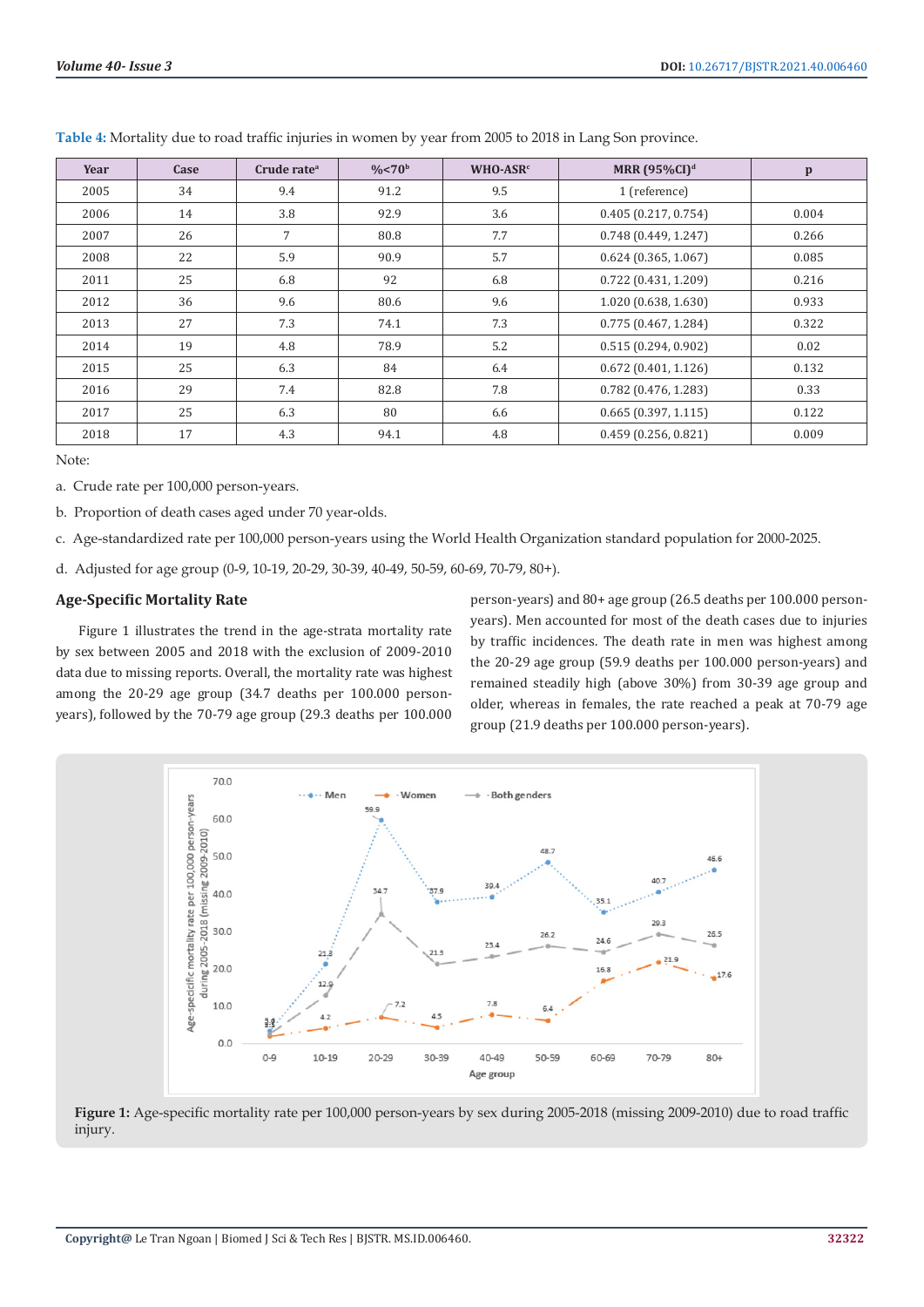**Table 4:** Mortality due to road traffic injuries in women by year from 2005 to 2018 in Lang Son province.

| Year | Case | Crude rate[a] | %<70[b] | WHO-ASR[c] | MRR (95%CI)[d] | p |
|---|---|---|---|---|---|---|
| 2005 | 34 | 9.4 | 91.2 | 9.5 | 1 (reference) | |
| 2006 | 14 | 3.8 | 92.9 | 3.6 | 0.405 (0.217, 0.754) | 0.004 |
| 2007 | 26 | 7 | 80.8 | 7.7 | 0.748 (0.449, 1.247) | 0.266 |
| 2008 | 22 | 5.9 | 90.9 | 5.7 | 0.624 (0.365, 1.067) | 0.085 |
| 2011 | 25 | 6.8 | 92 | 6.8 | 0.722 (0.431, 1.209) | 0.216 |
| 2012 | 36 | 9.6 | 80.6 | 9.6 | 1.020 (0.638, 1.630) | 0.933 |
| 2013 | 27 | 7.3 | 74.1 | 7.3 | 0.775 (0.467, 1.284) | 0.322 |
| 2014 | 19 | 4.8 | 78.9 | 5.2 | 0.515 (0.294, 0.902) | 0.02 |
| 2015 | 25 | 6.3 | 84 | 6.4 | 0.672 (0.401, 1.126) | 0.132 |
| 2016 | 29 | 7.4 | 82.8 | 7.8 | 0.782 (0.476, 1.283) | 0.33 |
| 2017 | 25 | 6.3 | 80 | 6.6 | 0.665 (0.397, 1.115) | 0.122 |
| 2018 | 17 | 4.3 | 94.1 | 4.8 | 0.459 (0.256, 0.821) | 0.009 |

Note:

a. Crude rate per 100,000 person-years.

b. Proportion of death cases aged under 70 year-olds.

c. Age-standardized rate per 100,000 person-years using the World Health Organization standard population for 2000-2025.

d. Adjusted for age group (0-9, 10-19, 20-29, 30-39, 40-49, 50-59, 60-69, 70-79, 80+).

## Age-Specific Mortality Rate

Figure 1 illustrates the trend in the age-strata mortality rate by sex between 2005 and 2018 with the exclusion of 2009-2010 data due to missing reports. Overall, the mortality rate was highest among the 20-29 age group (34.7 deaths per 100.000 person-years), followed by the 70-79 age group (29.3 deaths per 100.000 person-years) and 80+ age group (26.5 deaths per 100.000 person-years). Men accounted for most of the death cases due to injuries by traffic incidences. The death rate in men was highest among the 20-29 age group (59.9 deaths per 100.000 person-years) and remained steadily high (above 30%) from 30-39 age group and older, whereas in females, the rate reached a peak at 70-79 age group (21.9 deaths per 100.000 person-years).

**Figure 1:** Age-specific mortality rate per 100,000 person-years by sex during 2005-2018 (missing 2009-2010) due to road traffic injury.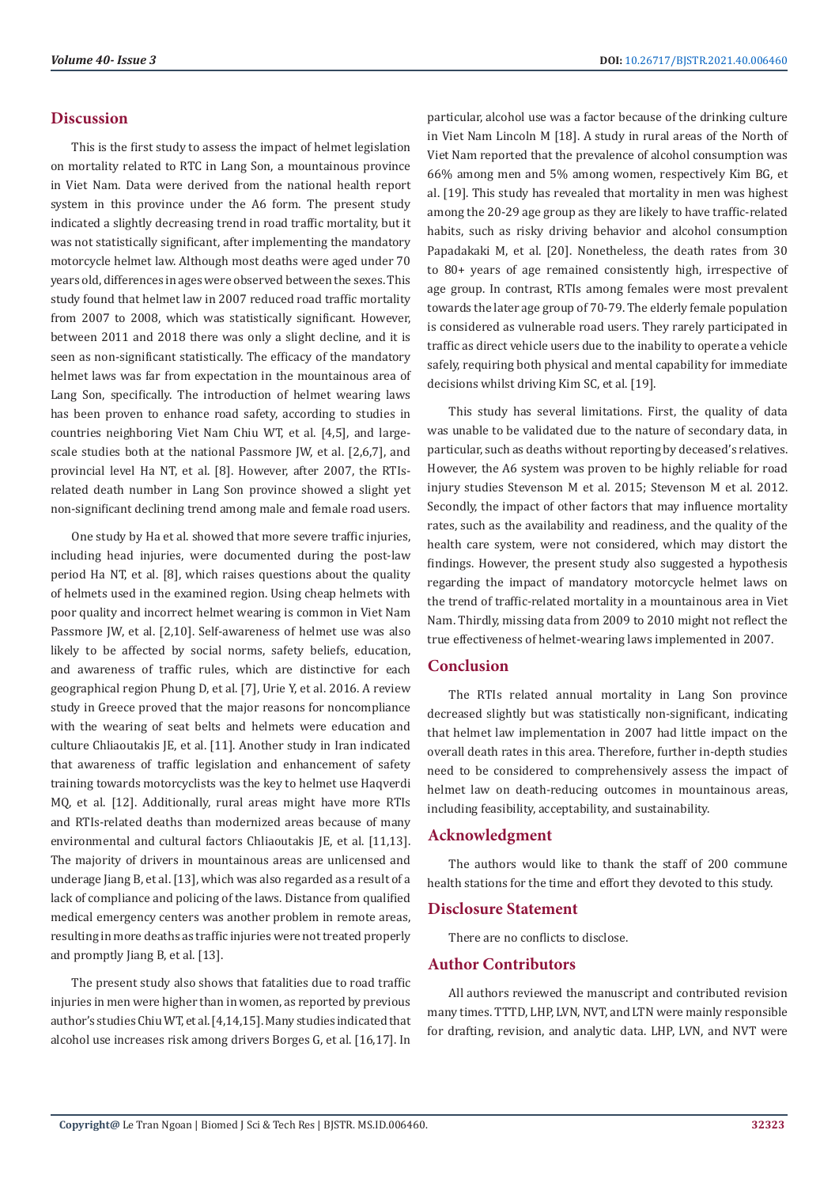## Discussion

This is the first study to assess the impact of helmet legislation on mortality related to RTC in Lang Son, a mountainous province in Viet Nam. Data were derived from the national health report system in this province under the A6 form. The present study indicated a slightly decreasing trend in road traffic mortality, but it was not statistically significant, after implementing the mandatory motorcycle helmet law. Although most deaths were aged under 70 years old, differences in ages were observed between the sexes. This study found that helmet law in 2007 reduced road traffic mortality from 2007 to 2008, which was statistically significant. However, between 2011 and 2018 there was only a slight decline, and it is seen as non-significant statistically. The efficacy of the mandatory helmet laws was far from expectation in the mountainous area of Lang Son, specifically. The introduction of helmet wearing laws has been proven to enhance road safety, according to studies in countries neighboring Viet Nam Chiu WT, et al. [4,5], and large-scale studies both at the national Passmore JW, et al. [2,6,7], and provincial level Ha NT, et al. [8]. However, after 2007, the RTIs-related death number in Lang Son province showed a slight yet non-significant declining trend among male and female road users.

One study by Ha et al. showed that more severe traffic injuries, including head injuries, were documented during the post-law period Ha NT, et al. [8], which raises questions about the quality of helmets used in the examined region. Using cheap helmets with poor quality and incorrect helmet wearing is common in Viet Nam Passmore JW, et al. [2,10]. Self-awareness of helmet use was also likely to be affected by social norms, safety beliefs, education, and awareness of traffic rules, which are distinctive for each geographical region Phung D, et al. [7], Urie Y, et al. 2016. A review study in Greece proved that the major reasons for noncompliance with the wearing of seat belts and helmets were education and culture Chliaoutakis JE, et al. [11]. Another study in Iran indicated that awareness of traffic legislation and enhancement of safety training towards motorcyclists was the key to helmet use Haqverdi MQ, et al. [12]. Additionally, rural areas might have more RTIs and RTIs-related deaths than modernized areas because of many environmental and cultural factors Chliaoutakis JE, et al. [11,13]. The majority of drivers in mountainous areas are unlicensed and underage Jiang B, et al. [13], which was also regarded as a result of a lack of compliance and policing of the laws. Distance from qualified medical emergency centers was another problem in remote areas, resulting in more deaths as traffic injuries were not treated properly and promptly Jiang B, et al. [13].

The present study also shows that fatalities due to road traffic injuries in men were higher than in women, as reported by previous author's studies Chiu WT, et al. [4,14,15]. Many studies indicated that alcohol use increases risk among drivers Borges G, et al. [16,17]. In particular, alcohol use was a factor because of the drinking culture in Viet Nam Lincoln M [18]. A study in rural areas of the North of Viet Nam reported that the prevalence of alcohol consumption was 66% among men and 5% among women, respectively Kim BG, et al. [19]. This study has revealed that mortality in men was highest among the 20-29 age group as they are likely to have traffic-related habits, such as risky driving behavior and alcohol consumption Papadakaki M, et al. [20]. Nonetheless, the death rates from 30 to 80+ years of age remained consistently high, irrespective of age group. In contrast, RTIs among females were most prevalent towards the later age group of 70-79. The elderly female population is considered as vulnerable road users. They rarely participated in traffic as direct vehicle users due to the inability to operate a vehicle safely, requiring both physical and mental capability for immediate decisions whilst driving Kim SC, et al. [19].

This study has several limitations. First, the quality of data was unable to be validated due to the nature of secondary data, in particular, such as deaths without reporting by deceased's relatives. However, the A6 system was proven to be highly reliable for road injury studies Stevenson M et al. 2015; Stevenson M et al. 2012. Secondly, the impact of other factors that may influence mortality rates, such as the availability and readiness, and the quality of the health care system, were not considered, which may distort the findings. However, the present study also suggested a hypothesis regarding the impact of mandatory motorcycle helmet laws on the trend of traffic-related mortality in a mountainous area in Viet Nam. Thirdly, missing data from 2009 to 2010 might not reflect the true effectiveness of helmet-wearing laws implemented in 2007.

## Conclusion

The RTIs related annual mortality in Lang Son province decreased slightly but was statistically non-significant, indicating that helmet law implementation in 2007 had little impact on the overall death rates in this area. Therefore, further in-depth studies need to be considered to comprehensively assess the impact of helmet law on death-reducing outcomes in mountainous areas, including feasibility, acceptability, and sustainability.

## Acknowledgment

The authors would like to thank the staff of 200 commune health stations for the time and effort they devoted to this study.

## Disclosure Statement

There are no conflicts to disclose.

## Author Contributors

All authors reviewed the manuscript and contributed revision many times. TTTD, LHP, LVN, NVT, and LTN were mainly responsible for drafting, revision, and analytic data. LHP, LVN, and NVT were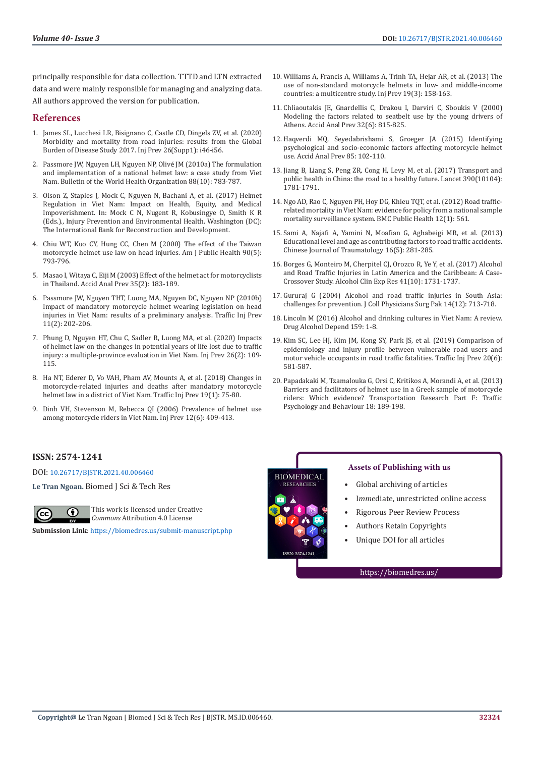principally responsible for data collection. TTTD and LTN extracted data and were mainly responsible for managing and analyzing data. All authors approved the version for publication.

## References

1. James SL, Lucchesi LR, Bisignano C, Castle CD, Dingels ZV, et al. (2020) Morbidity and mortality from road injuries: results from the Global Burden of Disease Study 2017. Inj Prev 26(Supp1): i46-i56.
2. Passmore JW, Nguyen LH, Nguyen NP, Olivé JM (2010a) The formulation and implementation of a national helmet law: a case study from Viet Nam. Bulletin of the World Health Organization 88(10): 783-787.
3. Olson Z, Staples J, Mock C, Nguyen N, Bachani A, et al. (2017) Helmet Regulation in Viet Nam: Impact on Health, Equity, and Medical Impoverishment. In: Mock C N, Nugent R, Kobusingye O, Smith K R (Eds.), Injury Prevention and Environmental Health. Washington (DC): The International Bank for Reconstruction and Development.
4. Chiu WT, Kuo CY, Hung CC, Chen M (2000) The effect of the Taiwan motorcycle helmet use law on head injuries. Am J Public Health 90(5): 793-796.
5. Masao I, Witaya C, Eiji M (2003) Effect of the helmet act for motorcyclists in Thailand. Accid Anal Prev 35(2): 183-189.
6. Passmore JW, Nguyen THT, Luong MA, Nguyen DC, Nguyen NP (2010b) Impact of mandatory motorcycle helmet wearing legislation on head injuries in Viet Nam: results of a preliminary analysis. Traffic Inj Prev 11(2): 202-206.
7. Phung D, Nguyen HT, Chu C, Sadler R, Luong MA, et al. (2020) Impacts of helmet law on the changes in potential years of life lost due to traffic injury: a multiple-province evaluation in Viet Nam. Inj Prev 26(2): 109-115.
8. Ha NT, Ederer D, Vo VAH, Pham AV, Mounts A, et al. (2018) Changes in motorcycle-related injuries and deaths after mandatory motorcycle helmet law in a district of Viet Nam. Traffic Inj Prev 19(1): 75-80.
9. Dinh VH, Stevenson M, Rebecca QI (2006) Prevalence of helmet use among motorcycle riders in Viet Nam. Inj Prev 12(6): 409-413.
10. Williams A, Francis A, Williams A, Trinh TA, Hejar AR, et al. (2013) The use of non-standard motorcycle helmets in low- and middle-income countries: a multicentre study. Inj Prev 19(3): 158-163.
11. Chliaoutakis JE, Gnardellis C, Drakou I, Darviri C, Sboukis V (2000) Modeling the factors related to seatbelt use by the young drivers of Athens. Accid Anal Prev 32(6): 815-825.
12. Haqverdi MQ, Seyedabrishami S, Groeger JA (2015) Identifying psychological and socio-economic factors affecting motorcycle helmet use. Accid Anal Prev 85: 102-110.
13. Jiang B, Liang S, Peng ZR, Cong H, Levy M, et al. (2017) Transport and public health in China: the road to a healthy future. Lancet 390(10104): 1781-1791.
14. Ngo AD, Rao C, Nguyen PH, Hoy DG, Khieu TQT, et al. (2012) Road traffic-related mortality in Viet Nam: evidence for policy from a national sample mortality surveillance system. BMC Public Health 12(1): 561.
15. Sami A, Najafi A, Yamini N, Moafian G, Aghabeigi MR, et al. (2013) Educational level and age as contributing factors to road traffic accidents. Chinese Journal of Traumatology 16(5): 281-285.
16. Borges G, Monteiro M, Cherpitel CJ, Orozco R, Ye Y, et al. (2017) Alcohol and Road Traffic Injuries in Latin America and the Caribbean: A Case-Crossover Study. Alcohol Clin Exp Res 41(10): 1731-1737.
17. Gururaj G (2004) Alcohol and road traffic injuries in South Asia: challenges for prevention. J Coll Physicians Surg Pak 14(12): 713-718.
18. Lincoln M (2016) Alcohol and drinking cultures in Viet Nam: A review. Drug Alcohol Depend 159: 1-8.
19. Kim SC, Lee HJ, Kim JM, Kong SY, Park JS, et al. (2019) Comparison of epidemiology and injury profile between vulnerable road users and motor vehicle occupants in road traffic fatalities. Traffic Inj Prev 20(6): 581-587.
20. Papadakaki M, Tzamalouka G, Orsi C, Kritikos A, Morandi A, et al. (2013) Barriers and facilitators of helmet use in a Greek sample of motorcycle riders: Which evidence? Transportation Research Part F: Traffic Psychology and Behaviour 18: 189-198.

**ISSN: 2574-1241**

DOI: 10.26717/BJSTR.2021.40.006460

**Le Tran Ngoan.** Biomed J Sci & Tech Res

This work is licensed under Creative *Commons* Attribution 4.0 License

**Submission Link**: https://biomedres.us/submit-manuscript.php

**Assets of Publishing with us**

- Global archiving of articles
- Immediate, unrestricted online access
- Rigorous Peer Review Process
- Authors Retain Copyrights
- Unique DOI for all articles

https://biomedres.us/